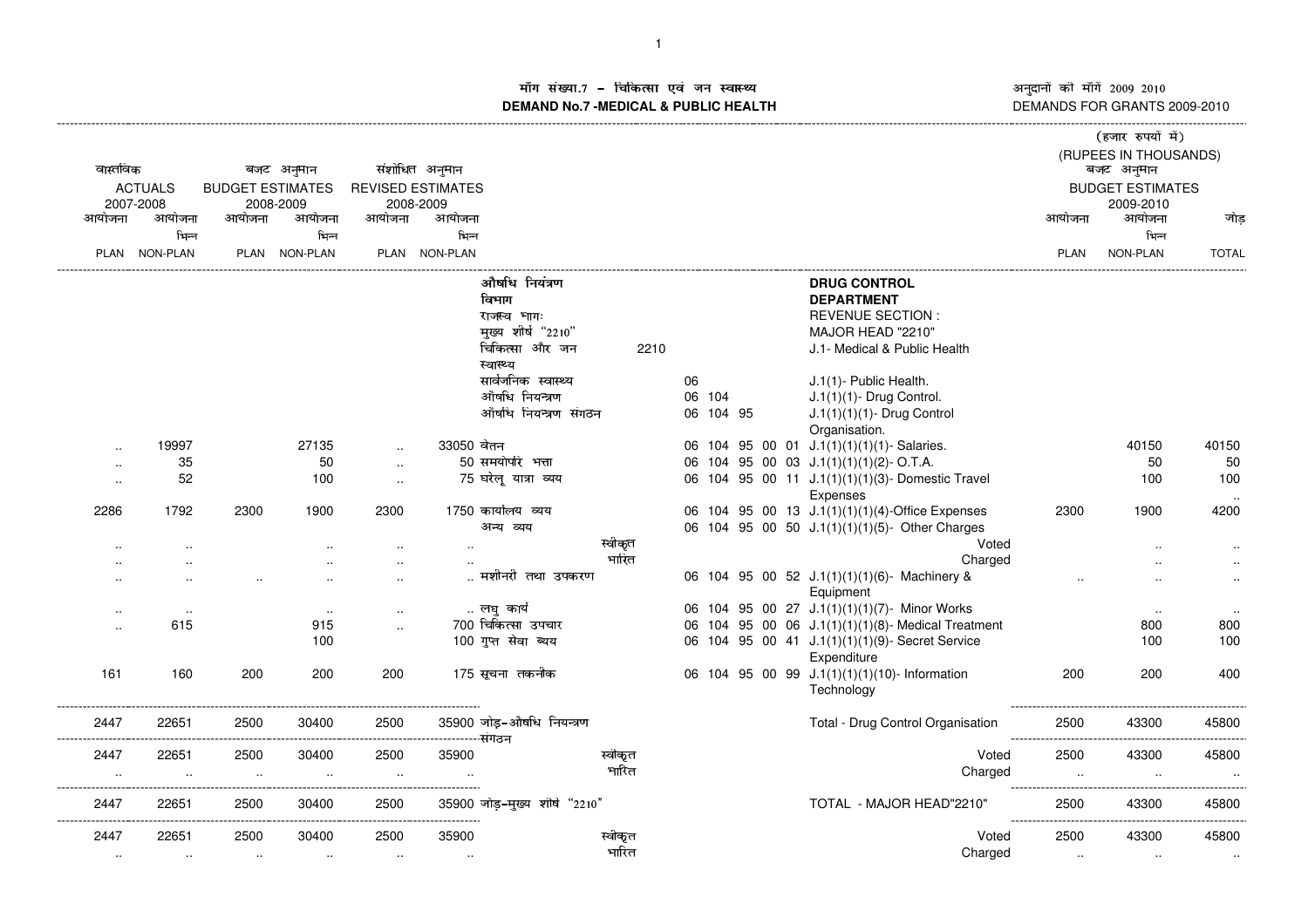# मॉंग संख्या.7 – चिकित्सा एवं जन स्वास्थ्य
# DEMAND No.7 -MEDICAL & PUBLIC HEALTH

अनुदानों को मॉंगें 2009 2010
DEMANDS FOR GRANTS 2009-2010

(हजार रुपयों में)
(RUPEES IN THOUSANDS)

| वास्तविक ACTUALS 2007-2008 | | बजट अनुमान BUDGET ESTIMATES 2008-2009 | | संशोधित अनुमान REVISED ESTIMATES 2008-2009 | | | | | बजट अनुमान BUDGET ESTIMATES 2009-2010 | | |
|---|---|---|---|---|---|---|---|---|---|---|---|
| आयोजना PLAN | आयोजना भिन्न NON-PLAN | आयोजना PLAN | आयोजना भिन्न NON-PLAN | आयोजना PLAN | आयोजना भिन्न NON-PLAN | | | | आयोजना PLAN | आयोजना भिन्न NON-PLAN | जोड़ TOTAL |
| | | | | | | औषधि नियंत्रण विभाग | | **DRUG CONTROL DEPARTMENT** | | | |
| | | | | | | राजस्व भाग: | | REVENUE SECTION : | | | |
| | | | | | | मुख्य शीर्ष "2210" | | MAJOR HEAD "2210" | | | |
| | | | | | | चिकित्सा और जन स्वास्थ्य | 2210 | J.1- Medical & Public Health | | | |
| | | | | | | सार्वजनिक स्वास्थ्य | 06 | J.1(1)- Public Health. | | | |
| | | | | | | औषधि नियन्त्रण | 06 104 | J.1(1)(1)- Drug Control. | | | |
| | | | | | | औषधि नियन्त्रण संगठन | 06 104 95 | J.1(1)(1)(1)- Drug Control Organisation. | | | |
| .. | 19997 | | 27135 | .. | 33050 | वेतन | 06 104 95 00 01 | J.1(1)(1)(1)(1)- Salaries. | | 40150 | 40150 |
| .. | 35 | | 50 | .. | 50 | समयोपरि भत्ता | 06 104 95 00 03 | J.1(1)(1)(1)(2)- O.T.A. | | 50 | 50 |
| .. | 52 | | 100 | .. | 75 | घरेलू यात्रा व्यय | 06 104 95 00 11 | J.1(1)(1)(1)(3)- Domestic Travel Expenses | | 100 | 100 |
| 2286 | 1792 | 2300 | 1900 | 2300 | 1750 | कार्यालय व्यय | 06 104 95 00 13 | J.1(1)(1)(1)(4)-Office Expenses | 2300 | 1900 | 4200 |
| | | | | | | अन्य व्यय | 06 104 95 00 50 | J.1(1)(1)(1)(5)- Other Charges | | | |
| .. | .. | | .. | .. | .. | स्वीकृत | | Voted | | .. | .. |
| .. | .. | | .. | .. | .. | भारित | | Charged | | .. | .. |
| .. | .. | .. | .. | .. | .. | मशीनरी तथा उपकरण | 06 104 95 00 52 | J.1(1)(1)(1)(6)- Machinery & Equipment | .. | .. | .. |
| .. | .. | | .. | .. | .. | लघु कार्य | 06 104 95 00 27 | J.1(1)(1)(1)(7)- Minor Works | | .. | .. |
| .. | 615 | | 915 | .. | 700 | चिकित्सा उपचार | 06 104 95 00 06 | J.1(1)(1)(1)(8)- Medical Treatment | | 800 | 800 |
| | | | 100 | | 100 | गुप्त सेवा व्यय | 06 104 95 00 41 | J.1(1)(1)(1)(9)- Secret Service Expenditure | | 100 | 100 |
| 161 | 160 | 200 | 200 | 200 | 175 | सूचना तकनीक | 06 104 95 00 99 | J.1(1)(1)(1)(10)- Information Technology | 200 | 200 | 400 |
| 2447 | 22651 | 2500 | 30400 | 2500 | 35900 | जोड़-औषधि नियन्त्रण संगठन | | Total - Drug Control Organisation | 2500 | 43300 | 45800 |
| 2447 | 22651 | 2500 | 30400 | 2500 | 35900 | स्वीकृत | | Voted | 2500 | 43300 | 45800 |
| .. | .. | .. | .. | .. | .. | भारित | | Charged | .. | .. | .. |
| 2447 | 22651 | 2500 | 30400 | 2500 | 35900 | जोड़-मुख्य शीर्ष "2210" | | TOTAL - MAJOR HEAD"2210" | 2500 | 43300 | 45800 |
| 2447 | 22651 | 2500 | 30400 | 2500 | 35900 | स्वीकृत | | Voted | 2500 | 43300 | 45800 |
| .. | .. | .. | .. | .. | .. | भारित | | Charged | .. | .. | .. |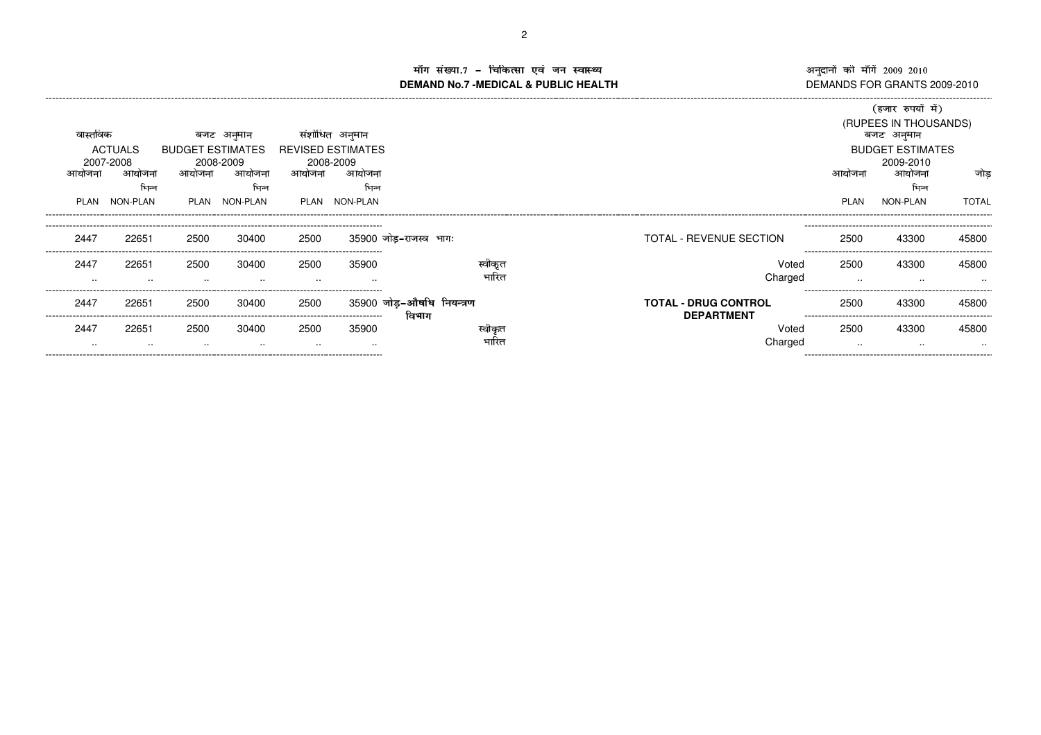**मॉंग संख्या.7 – चिकित्सा एवं जन स्वास्थ्य**
**DEMAND No.7 -MEDICAL & PUBLIC HEALTH**

अनुदानों को मॉंगें 2009 2010
DEMANDS FOR GRANTS 2009-2010

(हजार रुपयों में)
(RUPEES IN THOUSANDS)

| वास्तविक ACTUALS 2007-2008 | | बजट अनुमान BUDGET ESTIMATES 2008-2009 | | संशोधित अनुमान REVISED ESTIMATES 2008-2009 | | | | | बजट अनुमान BUDGET ESTIMATES 2009-2010 | | |
|---|---|---|---|---|---|---|---|---|---|---|---|
| आयोजना PLAN | आयोजना भिन्न NON-PLAN | आयोजना PLAN | आयोजना भिन्न NON-PLAN | आयोजना PLAN | आयोजना भिन्न NON-PLAN | | | | आयोजना PLAN | आयोजना भिन्न NON-PLAN | जोड़ TOTAL |
| 2447 | 22651 | 2500 | 30400 | 2500 | 35900 | जोड़–राजस्व भागः | | TOTAL - REVENUE SECTION | 2500 | 43300 | 45800 |
| 2447 | 22651 | 2500 | 30400 | 2500 | 35900 | | स्वीकृत | Voted | 2500 | 43300 | 45800 |
| .. | .. | .. | .. | .. | .. | | भारित | Charged | .. | .. | .. |
| 2447 | 22651 | 2500 | 30400 | 2500 | 35900 | **जोड़–औषधि नियन्त्रण विभाग** | | **TOTAL - DRUG CONTROL DEPARTMENT** | 2500 | 43300 | 45800 |
| 2447 | 22651 | 2500 | 30400 | 2500 | 35900 | | स्वीकृत | Voted | 2500 | 43300 | 45800 |
| .. | .. | .. | .. | .. | .. | | भारित | Charged | .. | .. | .. |